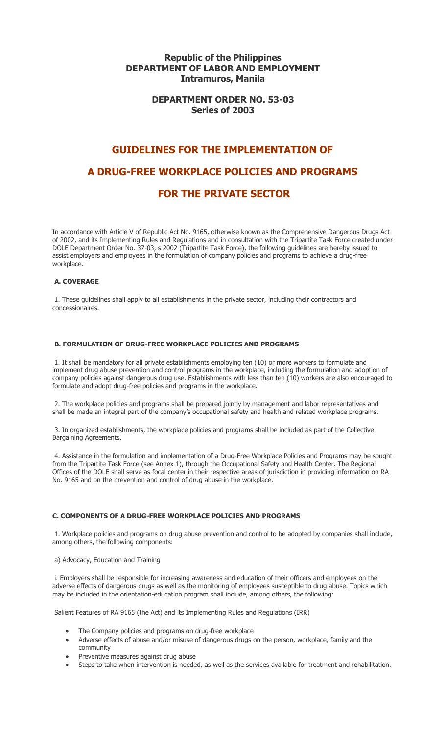**Republic of the Philippines**
**DEPARTMENT OF LABOR AND EMPLOYMENT**
**Intramuros, Manila**

**DEPARTMENT ORDER NO. 53-03**
**Series of 2003**

# GUIDELINES FOR THE IMPLEMENTATION OF

# A DRUG-FREE WORKPLACE POLICIES AND PROGRAMS

# FOR THE PRIVATE SECTOR

In accordance with Article V of Republic Act No. 9165, otherwise known as the Comprehensive Dangerous Drugs Act of 2002, and its Implementing Rules and Regulations and in consultation with the Tripartite Task Force created under DOLE Department Order No. 37-03, s 2002 (Tripartite Task Force), the following guidelines are hereby issued to assist employers and employees in the formulation of company policies and programs to achieve a drug-free workplace.

### A. COVERAGE

1. These guidelines shall apply to all establishments in the private sector, including their contractors and concessionaires.

### B. FORMULATION OF DRUG-FREE WORKPLACE POLICIES AND PROGRAMS

1. It shall be mandatory for all private establishments employing ten (10) or more workers to formulate and implement drug abuse prevention and control programs in the workplace, including the formulation and adoption of company policies against dangerous drug use. Establishments with less than ten (10) workers are also encouraged to formulate and adopt drug-free policies and programs in the workplace.

2. The workplace policies and programs shall be prepared jointly by management and labor representatives and shall be made an integral part of the company's occupational safety and health and related workplace programs.

3. In organized establishments, the workplace policies and programs shall be included as part of the Collective Bargaining Agreements.

4. Assistance in the formulation and implementation of a Drug-Free Workplace Policies and Programs may be sought from the Tripartite Task Force (see Annex 1), through the Occupational Safety and Health Center. The Regional Offices of the DOLE shall serve as focal center in their respective areas of jurisdiction in providing information on RA No. 9165 and on the prevention and control of drug abuse in the workplace.

### C. COMPONENTS OF A DRUG-FREE WORKPLACE POLICIES AND PROGRAMS

1. Workplace policies and programs on drug abuse prevention and control to be adopted by companies shall include, among others, the following components:

a) Advocacy, Education and Training

i. Employers shall be responsible for increasing awareness and education of their officers and employees on the adverse effects of dangerous drugs as well as the monitoring of employees susceptible to drug abuse. Topics which may be included in the orientation-education program shall include, among others, the following:

Salient Features of RA 9165 (the Act) and its Implementing Rules and Regulations (IRR)

- The Company policies and programs on drug-free workplace
- Adverse effects of abuse and/or misuse of dangerous drugs on the person, workplace, family and the community
- Preventive measures against drug abuse
- Steps to take when intervention is needed, as well as the services available for treatment and rehabilitation.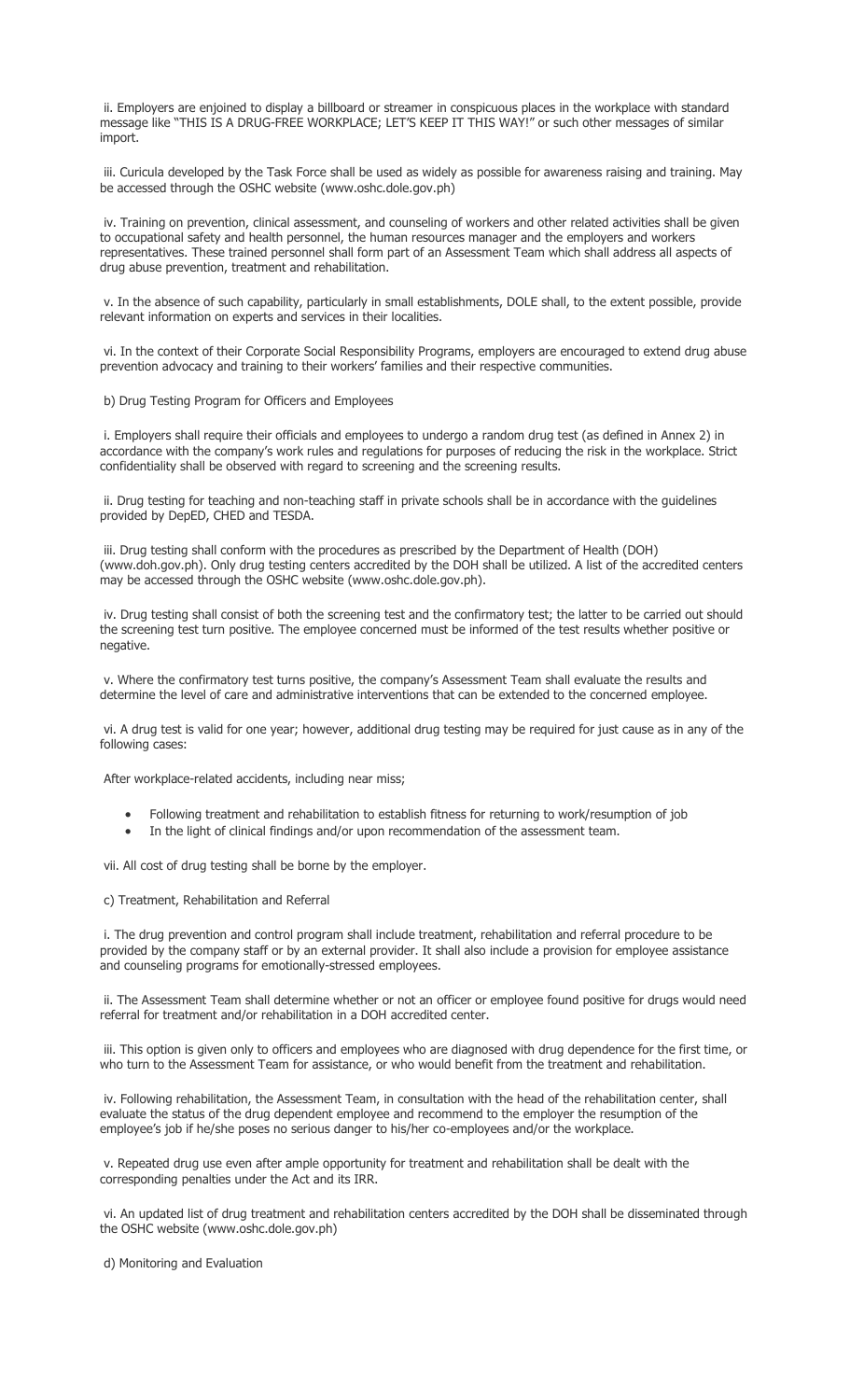ii. Employers are enjoined to display a billboard or streamer in conspicuous places in the workplace with standard message like "THIS IS A DRUG-FREE WORKPLACE; LET'S KEEP IT THIS WAY!" or such other messages of similar import.

iii. Curicula developed by the Task Force shall be used as widely as possible for awareness raising and training. May be accessed through the OSHC website (www.oshc.dole.gov.ph)

iv. Training on prevention, clinical assessment, and counseling of workers and other related activities shall be given to occupational safety and health personnel, the human resources manager and the employers and workers representatives. These trained personnel shall form part of an Assessment Team which shall address all aspects of drug abuse prevention, treatment and rehabilitation.

v. In the absence of such capability, particularly in small establishments, DOLE shall, to the extent possible, provide relevant information on experts and services in their localities.

vi. In the context of their Corporate Social Responsibility Programs, employers are encouraged to extend drug abuse prevention advocacy and training to their workers' families and their respective communities.

b) Drug Testing Program for Officers and Employees

i. Employers shall require their officials and employees to undergo a random drug test (as defined in Annex 2) in accordance with the company's work rules and regulations for purposes of reducing the risk in the workplace. Strict confidentiality shall be observed with regard to screening and the screening results.

ii. Drug testing for teaching and non-teaching staff in private schools shall be in accordance with the guidelines provided by DepED, CHED and TESDA.

iii. Drug testing shall conform with the procedures as prescribed by the Department of Health (DOH) (www.doh.gov.ph). Only drug testing centers accredited by the DOH shall be utilized. A list of the accredited centers may be accessed through the OSHC website (www.oshc.dole.gov.ph).

iv. Drug testing shall consist of both the screening test and the confirmatory test; the latter to be carried out should the screening test turn positive. The employee concerned must be informed of the test results whether positive or negative.

v. Where the confirmatory test turns positive, the company's Assessment Team shall evaluate the results and determine the level of care and administrative interventions that can be extended to the concerned employee.

vi. A drug test is valid for one year; however, additional drug testing may be required for just cause as in any of the following cases:

After workplace-related accidents, including near miss;

- Following treatment and rehabilitation to establish fitness for returning to work/resumption of job
- In the light of clinical findings and/or upon recommendation of the assessment team.

vii. All cost of drug testing shall be borne by the employer.

c) Treatment, Rehabilitation and Referral

i. The drug prevention and control program shall include treatment, rehabilitation and referral procedure to be provided by the company staff or by an external provider. It shall also include a provision for employee assistance and counseling programs for emotionally-stressed employees.

ii. The Assessment Team shall determine whether or not an officer or employee found positive for drugs would need referral for treatment and/or rehabilitation in a DOH accredited center.

iii. This option is given only to officers and employees who are diagnosed with drug dependence for the first time, or who turn to the Assessment Team for assistance, or who would benefit from the treatment and rehabilitation.

iv. Following rehabilitation, the Assessment Team, in consultation with the head of the rehabilitation center, shall evaluate the status of the drug dependent employee and recommend to the employer the resumption of the employee's job if he/she poses no serious danger to his/her co-employees and/or the workplace.

v. Repeated drug use even after ample opportunity for treatment and rehabilitation shall be dealt with the corresponding penalties under the Act and its IRR.

vi. An updated list of drug treatment and rehabilitation centers accredited by the DOH shall be disseminated through the OSHC website (www.oshc.dole.gov.ph)

d) Monitoring and Evaluation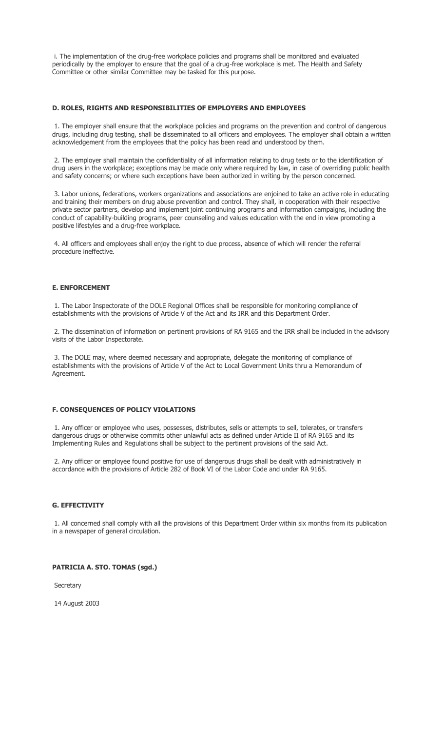i. The implementation of the drug-free workplace policies and programs shall be monitored and evaluated periodically by the employer to ensure that the goal of a drug-free workplace is met. The Health and Safety Committee or other similar Committee may be tasked for this purpose.

**D. ROLES, RIGHTS AND RESPONSIBILITIES OF EMPLOYERS AND EMPLOYEES**

1. The employer shall ensure that the workplace policies and programs on the prevention and control of dangerous drugs, including drug testing, shall be disseminated to all officers and employees. The employer shall obtain a written acknowledgement from the employees that the policy has been read and understood by them.

2. The employer shall maintain the confidentiality of all information relating to drug tests or to the identification of drug users in the workplace; exceptions may be made only where required by law, in case of overriding public health and safety concerns; or where such exceptions have been authorized in writing by the person concerned.

3. Labor unions, federations, workers organizations and associations are enjoined to take an active role in educating and training their members on drug abuse prevention and control. They shall, in cooperation with their respective private sector partners, develop and implement joint continuing programs and information campaigns, including the conduct of capability-building programs, peer counseling and values education with the end in view promoting a positive lifestyles and a drug-free workplace.

4. All officers and employees shall enjoy the right to due process, absence of which will render the referral procedure ineffective.

**E. ENFORCEMENT**

1. The Labor Inspectorate of the DOLE Regional Offices shall be responsible for monitoring compliance of establishments with the provisions of Article V of the Act and its IRR and this Department Order.

2. The dissemination of information on pertinent provisions of RA 9165 and the IRR shall be included in the advisory visits of the Labor Inspectorate.

3. The DOLE may, where deemed necessary and appropriate, delegate the monitoring of compliance of establishments with the provisions of Article V of the Act to Local Government Units thru a Memorandum of Agreement.

**F. CONSEQUENCES OF POLICY VIOLATIONS**

1. Any officer or employee who uses, possesses, distributes, sells or attempts to sell, tolerates, or transfers dangerous drugs or otherwise commits other unlawful acts as defined under Article II of RA 9165 and its Implementing Rules and Regulations shall be subject to the pertinent provisions of the said Act.

2. Any officer or employee found positive for use of dangerous drugs shall be dealt with administratively in accordance with the provisions of Article 282 of Book VI of the Labor Code and under RA 9165.

**G. EFFECTIVITY**

1. All concerned shall comply with all the provisions of this Department Order within six months from its publication in a newspaper of general circulation.

**PATRICIA A. STO. TOMAS (sgd.)**

Secretary

14 August 2003